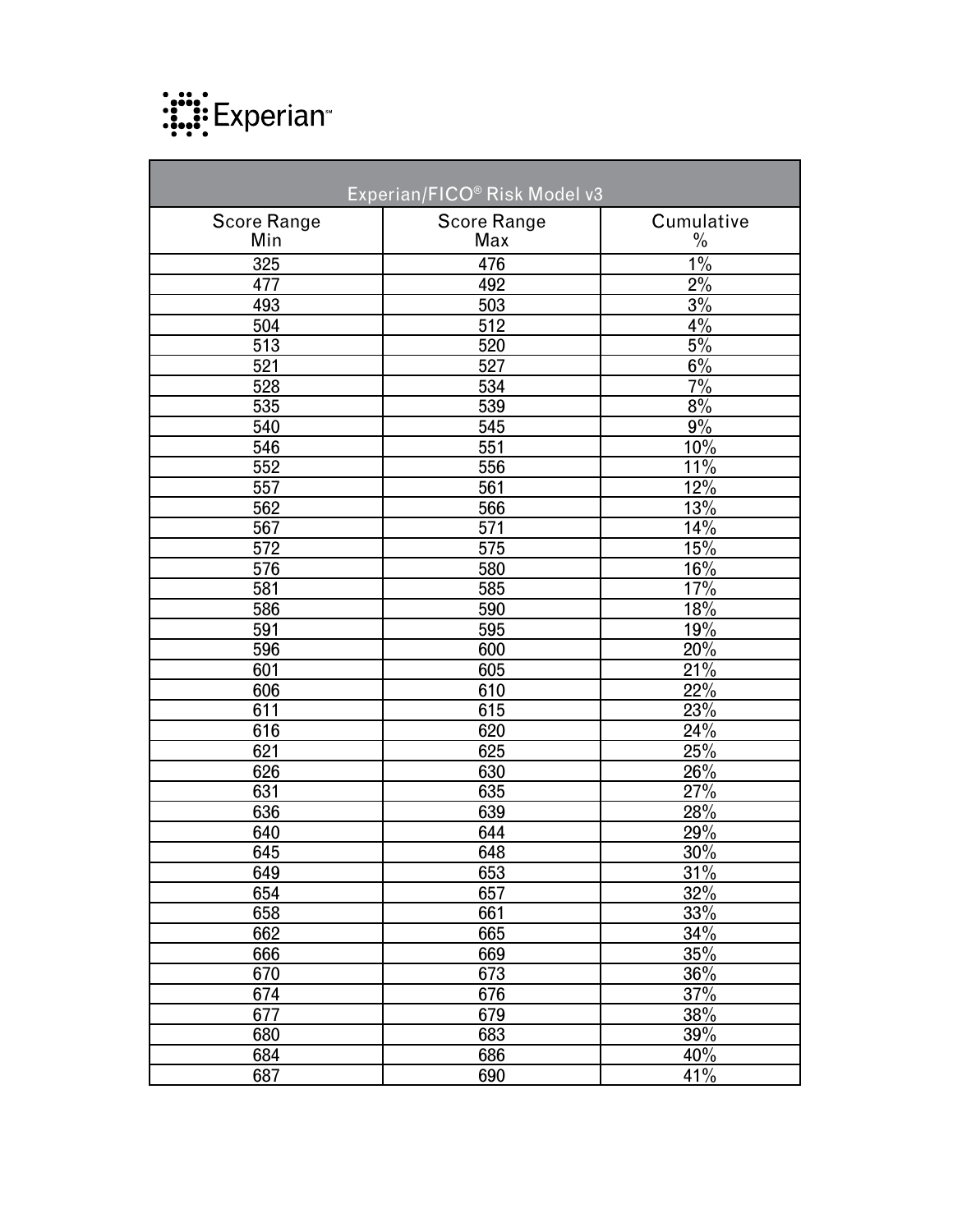Experian℠

| Experian/FICO® Risk Model v3 | | |
|---|---|---|
| Score Range Min | Score Range Max | Cumulative % |
| 325 | 476 | 1% |
| 477 | 492 | 2% |
| 493 | 503 | 3% |
| 504 | 512 | 4% |
| 513 | 520 | 5% |
| 521 | 527 | 6% |
| 528 | 534 | 7% |
| 535 | 539 | 8% |
| 540 | 545 | 9% |
| 546 | 551 | 10% |
| 552 | 556 | 11% |
| 557 | 561 | 12% |
| 562 | 566 | 13% |
| 567 | 571 | 14% |
| 572 | 575 | 15% |
| 576 | 580 | 16% |
| 581 | 585 | 17% |
| 586 | 590 | 18% |
| 591 | 595 | 19% |
| 596 | 600 | 20% |
| 601 | 605 | 21% |
| 606 | 610 | 22% |
| 611 | 615 | 23% |
| 616 | 620 | 24% |
| 621 | 625 | 25% |
| 626 | 630 | 26% |
| 631 | 635 | 27% |
| 636 | 639 | 28% |
| 640 | 644 | 29% |
| 645 | 648 | 30% |
| 649 | 653 | 31% |
| 654 | 657 | 32% |
| 658 | 661 | 33% |
| 662 | 665 | 34% |
| 666 | 669 | 35% |
| 670 | 673 | 36% |
| 674 | 676 | 37% |
| 677 | 679 | 38% |
| 680 | 683 | 39% |
| 684 | 686 | 40% |
| 687 | 690 | 41% |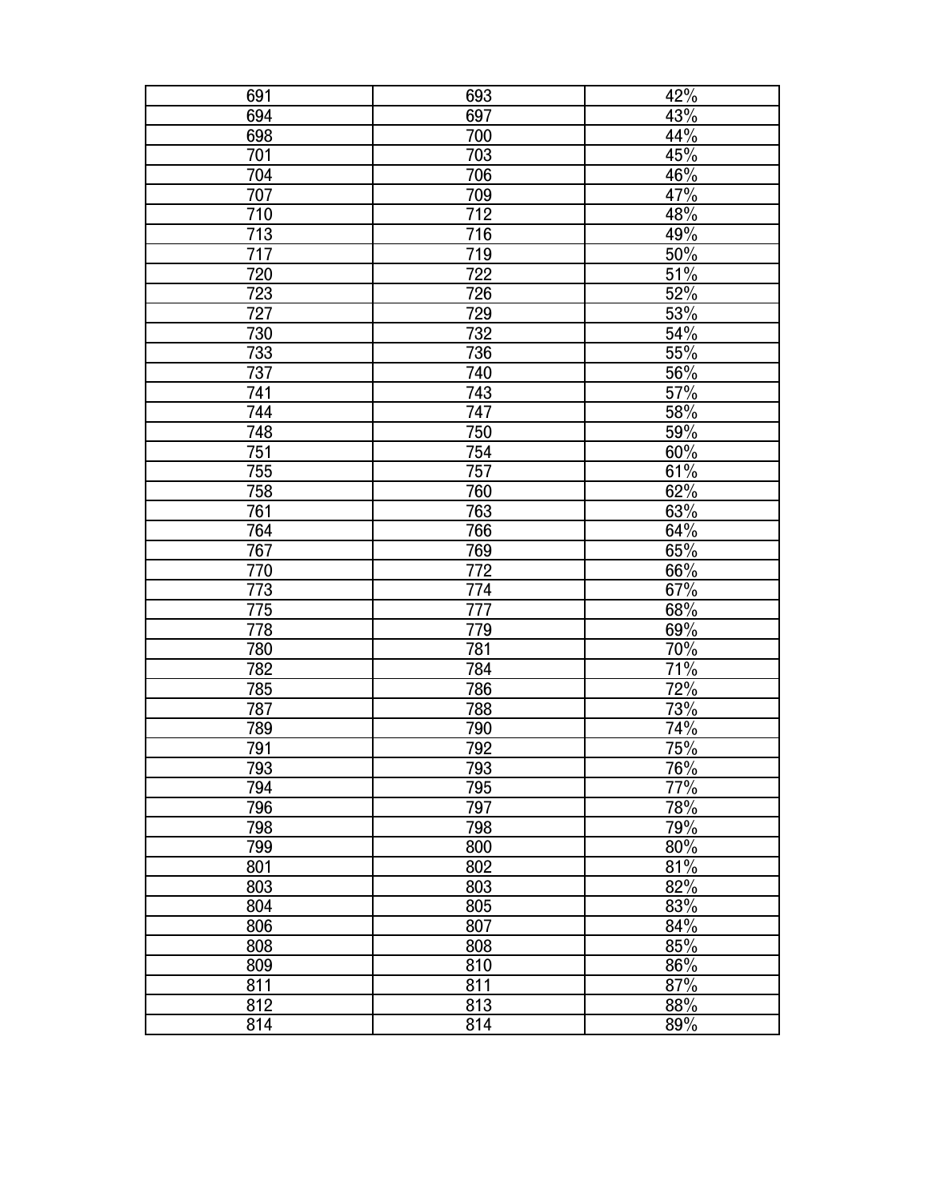| 691 | 693 | 42% |
| --- | --- | --- |
| 694 | 697 | 43% |
| 698 | 700 | 44% |
| 701 | 703 | 45% |
| 704 | 706 | 46% |
| 707 | 709 | 47% |
| 710 | 712 | 48% |
| 713 | 716 | 49% |
| 717 | 719 | 50% |
| 720 | 722 | 51% |
| 723 | 726 | 52% |
| 727 | 729 | 53% |
| 730 | 732 | 54% |
| 733 | 736 | 55% |
| 737 | 740 | 56% |
| 741 | 743 | 57% |
| 744 | 747 | 58% |
| 748 | 750 | 59% |
| 751 | 754 | 60% |
| 755 | 757 | 61% |
| 758 | 760 | 62% |
| 761 | 763 | 63% |
| 764 | 766 | 64% |
| 767 | 769 | 65% |
| 770 | 772 | 66% |
| 773 | 774 | 67% |
| 775 | 777 | 68% |
| 778 | 779 | 69% |
| 780 | 781 | 70% |
| 782 | 784 | 71% |
| 785 | 786 | 72% |
| 787 | 788 | 73% |
| 789 | 790 | 74% |
| 791 | 792 | 75% |
| 793 | 793 | 76% |
| 794 | 795 | 77% |
| 796 | 797 | 78% |
| 798 | 798 | 79% |
| 799 | 800 | 80% |
| 801 | 802 | 81% |
| 803 | 803 | 82% |
| 804 | 805 | 83% |
| 806 | 807 | 84% |
| 808 | 808 | 85% |
| 809 | 810 | 86% |
| 811 | 811 | 87% |
| 812 | 813 | 88% |
| 814 | 814 | 89% |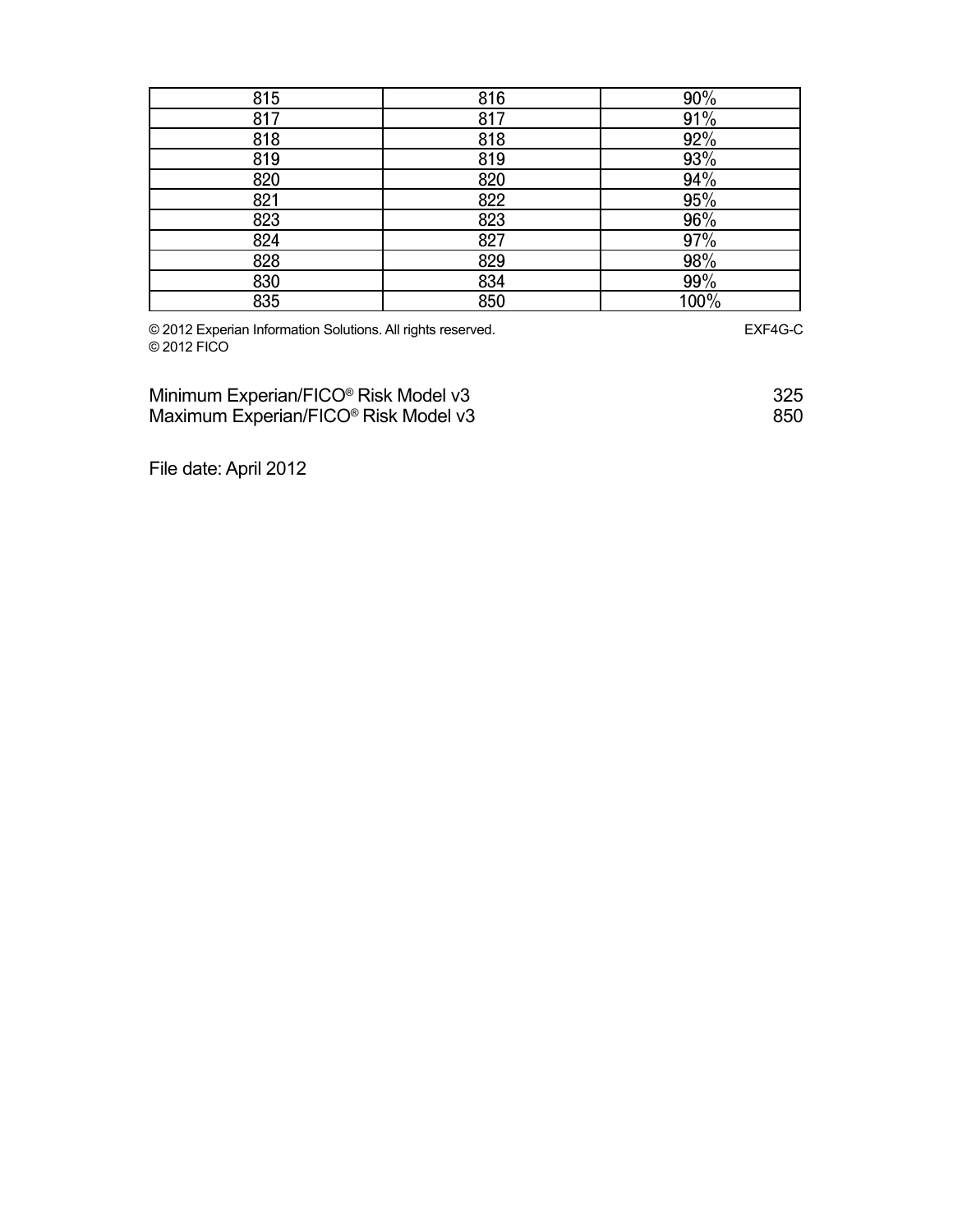| | | |
|---|---|---|
| 815 | 816 | 90% |
| 817 | 817 | 91% |
| 818 | 818 | 92% |
| 819 | 819 | 93% |
| 820 | 820 | 94% |
| 821 | 822 | 95% |
| 823 | 823 | 96% |
| 824 | 827 | 97% |
| 828 | 829 | 98% |
| 830 | 834 | 99% |
| 835 | 850 | 100% |

© 2012 Experian Information Solutions. All rights reserved. EXF4G-C
© 2012 FICO

Minimum Experian/FICO® Risk Model v3 325
Maximum Experian/FICO® Risk Model v3 850

File date: April 2012